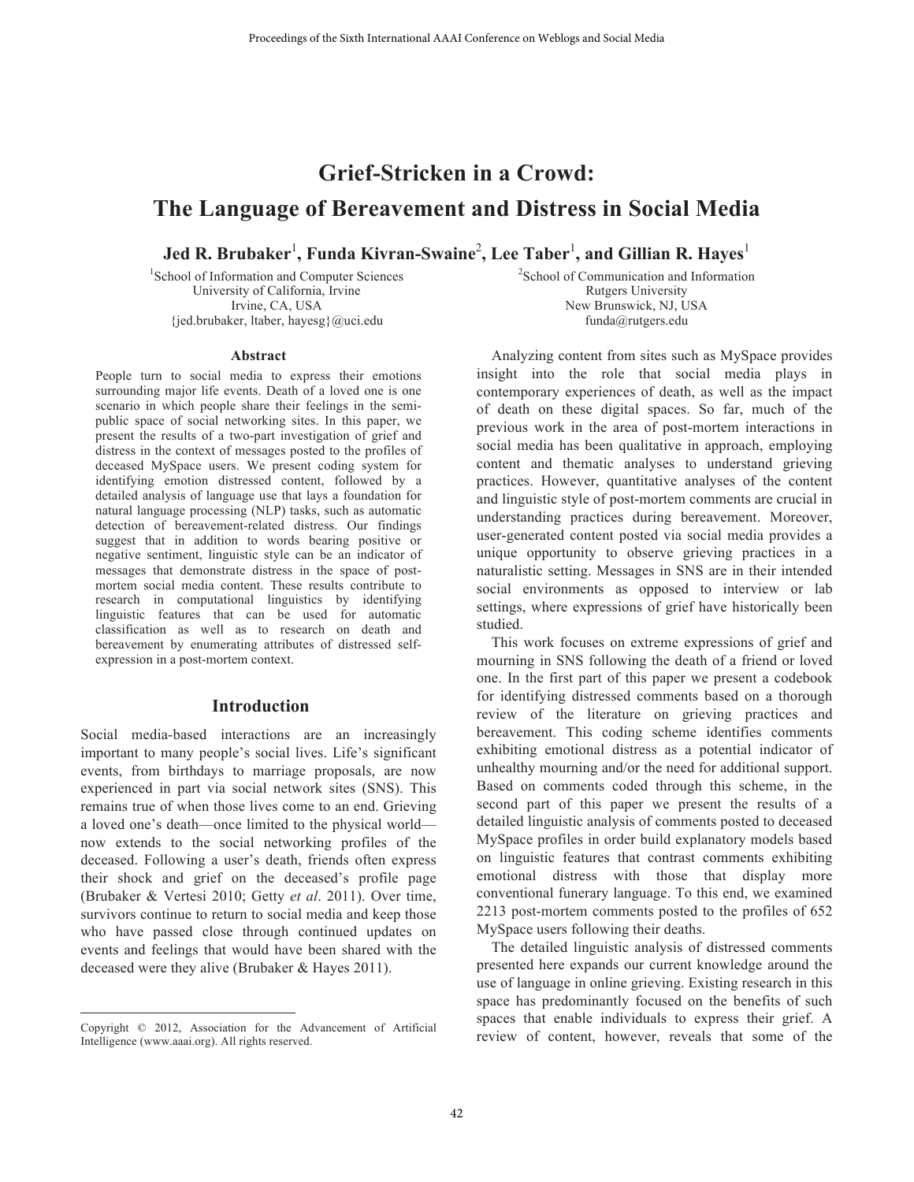# Grief-Stricken in a Crowd: The Language of Bereavement and Distress in Social Media

**Jed R. Brubaker[1], Funda Kivran-Swaine[2], Lee Taber[1], and Gillian R. Hayes[1]**

[1]School of Information and Computer Sciences
University of California, Irvine
Irvine, CA, USA
{jed.brubaker, ltaber, hayesg}@uci.edu

[2]School of Communication and Information
Rutgers University
New Brunswick, NJ, USA
funda@rutgers.edu

### Abstract

People turn to social media to express their emotions surrounding major life events. Death of a loved one is one scenario in which people share their feelings in the semi-public space of social networking sites. In this paper, we present the results of a two-part investigation of grief and distress in the context of messages posted to the profiles of deceased MySpace users. We present coding system for identifying emotion distressed content, followed by a detailed analysis of language use that lays a foundation for natural language processing (NLP) tasks, such as automatic detection of bereavement-related distress. Our findings suggest that in addition to words bearing positive or negative sentiment, linguistic style can be an indicator of messages that demonstrate distress in the space of post-mortem social media content. These results contribute to research in computational linguistics by identifying linguistic features that can be used for automatic classification as well as to research on death and bereavement by enumerating attributes of distressed self-expression in a post-mortem context.

## Introduction

Social media-based interactions are an increasingly important to many people's social lives. Life's significant events, from birthdays to marriage proposals, are now experienced in part via social network sites (SNS). This remains true of when those lives come to an end. Grieving a loved one's death—once limited to the physical world—now extends to the social networking profiles of the deceased. Following a user's death, friends often express their shock and grief on the deceased's profile page (Brubaker & Vertesi 2010; Getty *et al*. 2011). Over time, survivors continue to return to social media and keep those who have passed close through continued updates on events and feelings that would have been shared with the deceased were they alive (Brubaker & Hayes 2011).

Analyzing content from sites such as MySpace provides insight into the role that social media plays in contemporary experiences of death, as well as the impact of death on these digital spaces. So far, much of the previous work in the area of post-mortem interactions in social media has been qualitative in approach, employing content and thematic analyses to understand grieving practices. However, quantitative analyses of the content and linguistic style of post-mortem comments are crucial in understanding practices during bereavement. Moreover, user-generated content posted via social media provides a unique opportunity to observe grieving practices in a naturalistic setting. Messages in SNS are in their intended social environments as opposed to interview or lab settings, where expressions of grief have historically been studied.

This work focuses on extreme expressions of grief and mourning in SNS following the death of a friend or loved one. In the first part of this paper we present a codebook for identifying distressed comments based on a thorough review of the literature on grieving practices and bereavement. This coding scheme identifies comments exhibiting emotional distress as a potential indicator of unhealthy mourning and/or the need for additional support. Based on comments coded through this scheme, in the second part of this paper we present the results of a detailed linguistic analysis of comments posted to deceased MySpace profiles in order build explanatory models based on linguistic features that contrast comments exhibiting emotional distress with those that display more conventional funerary language. To this end, we examined 2213 post-mortem comments posted to the profiles of 652 MySpace users following their deaths.

The detailed linguistic analysis of distressed comments presented here expands our current knowledge around the use of language in online grieving. Existing research in this space has predominantly focused on the benefits of such spaces that enable individuals to express their grief. A review of content, however, reveals that some of the

Copyright © 2012, Association for the Advancement of Artificial Intelligence (www.aaai.org). All rights reserved.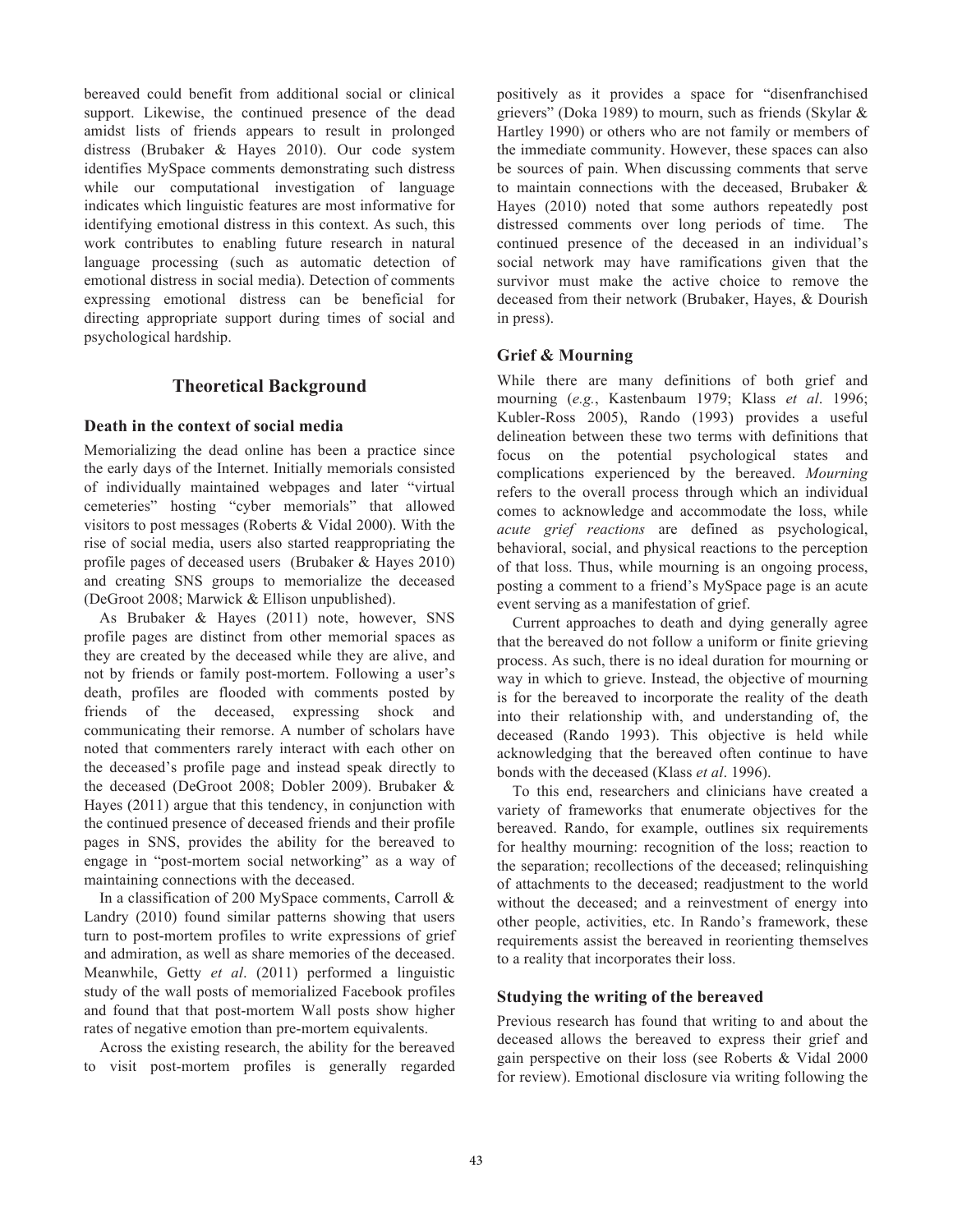bereaved could benefit from additional social or clinical support. Likewise, the continued presence of the dead amidst lists of friends appears to result in prolonged distress (Brubaker & Hayes 2010). Our code system identifies MySpace comments demonstrating such distress while our computational investigation of language indicates which linguistic features are most informative for identifying emotional distress in this context. As such, this work contributes to enabling future research in natural language processing (such as automatic detection of emotional distress in social media). Detection of comments expressing emotional distress can be beneficial for directing appropriate support during times of social and psychological hardship.

## Theoretical Background

### Death in the context of social media

Memorializing the dead online has been a practice since the early days of the Internet. Initially memorials consisted of individually maintained webpages and later "virtual cemeteries" hosting "cyber memorials" that allowed visitors to post messages (Roberts & Vidal 2000). With the rise of social media, users also started reappropriating the profile pages of deceased users (Brubaker & Hayes 2010) and creating SNS groups to memorialize the deceased (DeGroot 2008; Marwick & Ellison unpublished).

As Brubaker & Hayes (2011) note, however, SNS profile pages are distinct from other memorial spaces as they are created by the deceased while they are alive, and not by friends or family post-mortem. Following a user's death, profiles are flooded with comments posted by friends of the deceased, expressing shock and communicating their remorse. A number of scholars have noted that commenters rarely interact with each other on the deceased's profile page and instead speak directly to the deceased (DeGroot 2008; Dobler 2009). Brubaker & Hayes (2011) argue that this tendency, in conjunction with the continued presence of deceased friends and their profile pages in SNS, provides the ability for the bereaved to engage in "post-mortem social networking" as a way of maintaining connections with the deceased.

In a classification of 200 MySpace comments, Carroll & Landry (2010) found similar patterns showing that users turn to post-mortem profiles to write expressions of grief and admiration, as well as share memories of the deceased. Meanwhile, Getty *et al*. (2011) performed a linguistic study of the wall posts of memorialized Facebook profiles and found that that post-mortem Wall posts show higher rates of negative emotion than pre-mortem equivalents.

Across the existing research, the ability for the bereaved to visit post-mortem profiles is generally regarded positively as it provides a space for "disenfranchised grievers" (Doka 1989) to mourn, such as friends (Skylar & Hartley 1990) or others who are not family or members of the immediate community. However, these spaces can also be sources of pain. When discussing comments that serve to maintain connections with the deceased, Brubaker & Hayes (2010) noted that some authors repeatedly post distressed comments over long periods of time. The continued presence of the deceased in an individual's social network may have ramifications given that the survivor must make the active choice to remove the deceased from their network (Brubaker, Hayes, & Dourish in press).

### Grief & Mourning

While there are many definitions of both grief and mourning (*e.g.*, Kastenbaum 1979; Klass *et al*. 1996; Kubler-Ross 2005), Rando (1993) provides a useful delineation between these two terms with definitions that focus on the potential psychological states and complications experienced by the bereaved. *Mourning* refers to the overall process through which an individual comes to acknowledge and accommodate the loss, while *acute grief reactions* are defined as psychological, behavioral, social, and physical reactions to the perception of that loss. Thus, while mourning is an ongoing process, posting a comment to a friend's MySpace page is an acute event serving as a manifestation of grief.

Current approaches to death and dying generally agree that the bereaved do not follow a uniform or finite grieving process. As such, there is no ideal duration for mourning or way in which to grieve. Instead, the objective of mourning is for the bereaved to incorporate the reality of the death into their relationship with, and understanding of, the deceased (Rando 1993). This objective is held while acknowledging that the bereaved often continue to have bonds with the deceased (Klass *et al*. 1996).

To this end, researchers and clinicians have created a variety of frameworks that enumerate objectives for the bereaved. Rando, for example, outlines six requirements for healthy mourning: recognition of the loss; reaction to the separation; recollections of the deceased; relinquishing of attachments to the deceased; readjustment to the world without the deceased; and a reinvestment of energy into other people, activities, etc. In Rando's framework, these requirements assist the bereaved in reorienting themselves to a reality that incorporates their loss.

### Studying the writing of the bereaved

Previous research has found that writing to and about the deceased allows the bereaved to express their grief and gain perspective on their loss (see Roberts & Vidal 2000 for review). Emotional disclosure via writing following the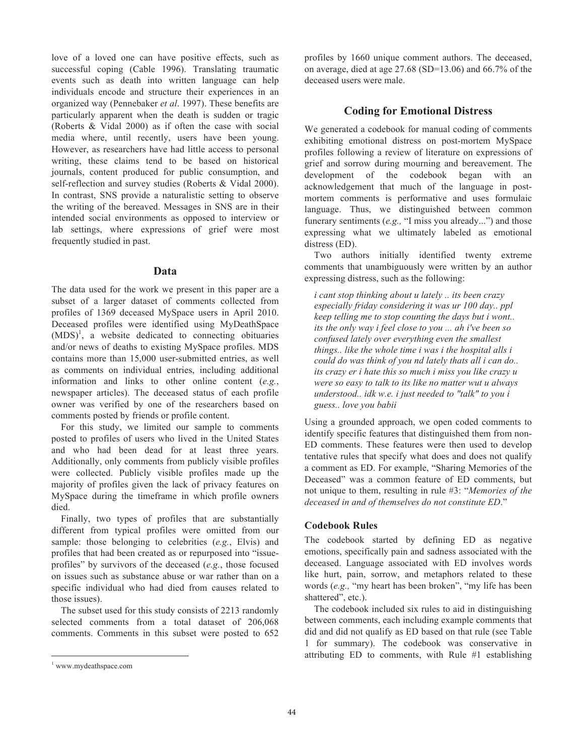love of a loved one can have positive effects, such as successful coping (Cable 1996). Translating traumatic events such as death into written language can help individuals encode and structure their experiences in an organized way (Pennebaker *et al*. 1997). These benefits are particularly apparent when the death is sudden or tragic (Roberts & Vidal 2000) as if often the case with social media where, until recently, users have been young. However, as researchers have had little access to personal writing, these claims tend to be based on historical journals, content produced for public consumption, and self-reflection and survey studies (Roberts & Vidal 2000). In contrast, SNS provide a naturalistic setting to observe the writing of the bereaved. Messages in SNS are in their intended social environments as opposed to interview or lab settings, where expressions of grief were most frequently studied in past.

## Data

The data used for the work we present in this paper are a subset of a larger dataset of comments collected from profiles of 1369 deceased MySpace users in April 2010. Deceased profiles were identified using MyDeathSpace (MDS)[1], a website dedicated to connecting obituaries and/or news of deaths to existing MySpace profiles. MDS contains more than 15,000 user-submitted entries, as well as comments on individual entries, including additional information and links to other online content (*e.g.*, newspaper articles). The deceased status of each profile owner was verified by one of the researchers based on comments posted by friends or profile content.

For this study, we limited our sample to comments posted to profiles of users who lived in the United States and who had been dead for at least three years. Additionally, only comments from publicly visible profiles were collected. Publicly visible profiles made up the majority of profiles given the lack of privacy features on MySpace during the timeframe in which profile owners died.

Finally, two types of profiles that are substantially different from typical profiles were omitted from our sample: those belonging to celebrities (*e.g.*, Elvis) and profiles that had been created as or repurposed into "issue-profiles" by survivors of the deceased (*e.g.*, those focused on issues such as substance abuse or war rather than on a specific individual who had died from causes related to those issues).

The subset used for this study consists of 2213 randomly selected comments from a total dataset of 206,068 comments. Comments in this subset were posted to 652 profiles by 1660 unique comment authors. The deceased, on average, died at age 27.68 (SD=13.06) and 66.7% of the deceased users were male.

[1] www.mydeathspace.com

## Coding for Emotional Distress

We generated a codebook for manual coding of comments exhibiting emotional distress on post-mortem MySpace profiles following a review of literature on expressions of grief and sorrow during mourning and bereavement. The development of the codebook began with an acknowledgement that much of the language in post-mortem comments is performative and uses formulaic language. Thus, we distinguished between common funerary sentiments (*e.g.,* "I miss you already...") and those expressing what we ultimately labeled as emotional distress (ED).

Two authors initially identified twenty extreme comments that unambiguously were written by an author expressing distress, such as the following:

> *i cant stop thinking about u lately .. its been crazy especially friday considering it was ur 100 day.. ppl keep telling me to stop counting the days but i wont.. its the only way i feel close to you ... ah i've been so confused lately over everything even the smallest things.. like the whole time i was i the hospital alls i could do was think of you nd lately thats all i can do.. its crazy er i hate this so much i miss you like crazy u were so easy to talk to its like no matter wut u always understood.. idk w.e. i just needed to "talk" to you i guess.. love you babii*

Using a grounded approach, we open coded comments to identify specific features that distinguished them from non-ED comments. These features were then used to develop tentative rules that specify what does and does not qualify a comment as ED. For example, "Sharing Memories of the Deceased" was a common feature of ED comments, but not unique to them, resulting in rule #3: "*Memories of the deceased in and of themselves do not constitute ED*."

### Codebook Rules

The codebook started by defining ED as negative emotions, specifically pain and sadness associated with the deceased. Language associated with ED involves words like hurt, pain, sorrow, and metaphors related to these words (*e.g.,* "my heart has been broken", "my life has been shattered", etc.).

The codebook included six rules to aid in distinguishing between comments, each including example comments that did and did not qualify as ED based on that rule (see Table 1 for summary). The codebook was conservative in attributing ED to comments, with Rule #1 establishing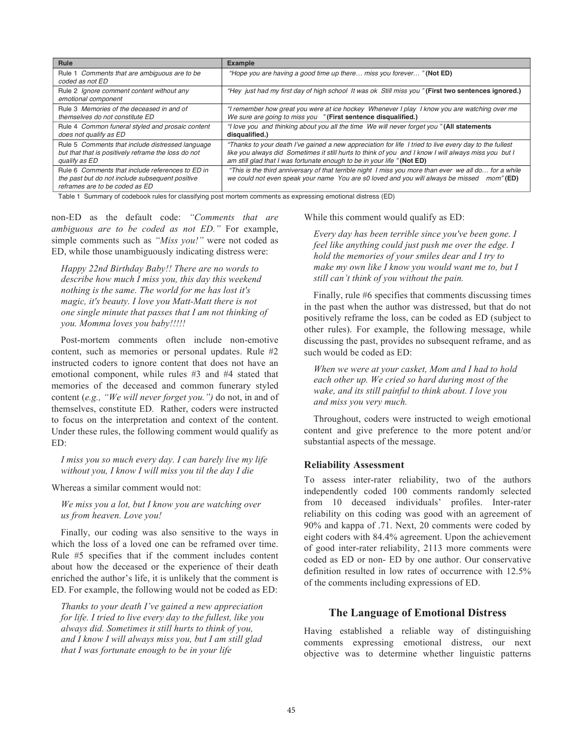| Rule | Example |
|---|---|
| Rule 1 *Comments that are ambiguous are to be coded as not ED* | *"Hope you are having a good time up there… miss you forever… "* **(Not ED)** |
| Rule 2 *Ignore comment content without any emotional component* | *"Hey just had my first day of high school It was ok Still miss you "* **(First two sentences ignored.)** |
| Rule 3 *Memories of the deceased in and of themselves do not constitute ED* | *"I remember how great you were at ice hockey Whenever I play I know you are watching over me We sure are going to miss you "* **(First sentence disqualified.)** |
| Rule 4 *Common funeral styled and prosaic content does not qualify as ED* | *"I love you and thinking about you all the time We will never forget you "* **(All statements disqualified.)** |
| Rule 5 *Comments that include distressed language but that that is positively reframe the loss do not qualify as ED* | *"Thanks to your death I've gained a new appreciation for life I tried to live every day to the fullest like you always did Sometimes it still hurts to think of you and I know I will always miss you but I am still glad that I was fortunate enough to be in your life "* **(Not ED)** |
| Rule 6 *Comments that include references to ED in the past but do not include subsequent positive reframes are to be coded as ED* | *"This is the third anniversary of that terrible night I miss you more than ever we all do… for a while we could not even speak your name You are s0 loved and you will always be missed mom"* **(ED)** |

Table 1 Summary of codebook rules for classifying post mortem comments as expressing emotional distress (ED)

non-ED as the default code: *"Comments that are ambiguous are to be coded as not ED."* For example, simple comments such as *"Miss you!"* were not coded as ED, while those unambiguously indicating distress were:

> *Happy 22nd Birthday Baby!! There are no words to describe how much I miss you, this day this weekend nothing is the same. The world for me has lost it's magic, it's beauty. I love you Matt-Matt there is not one single minute that passes that I am not thinking of you. Momma loves you baby!!!!!*

Post-mortem comments often include non-emotive content, such as memories or personal updates. Rule #2 instructed coders to ignore content that does not have an emotional component, while rules #3 and #4 stated that memories of the deceased and common funerary styled content (*e.g., "We will never forget you.")* do not, in and of themselves, constitute ED. Rather, coders were instructed to focus on the interpretation and context of the content. Under these rules, the following comment would qualify as ED:

> *I miss you so much every day. I can barely live my life without you, I know I will miss you til the day I die*

Whereas a similar comment would not:

> *We miss you a lot, but I know you are watching over us from heaven. Love you!*

Finally, our coding was also sensitive to the ways in which the loss of a loved one can be reframed over time. Rule #5 specifies that if the comment includes content about how the deceased or the experience of their death enriched the author's life, it is unlikely that the comment is ED. For example, the following would not be coded as ED:

> *Thanks to your death I've gained a new appreciation for life. I tried to live every day to the fullest, like you always did. Sometimes it still hurts to think of you, and I know I will always miss you, but I am still glad that I was fortunate enough to be in your life*

While this comment would qualify as ED:

> *Every day has been terrible since you've been gone. I feel like anything could just push me over the edge. I hold the memories of your smiles dear and I try to make my own like I know you would want me to, but I still can't think of you without the pain.*

Finally, rule #6 specifies that comments discussing times in the past when the author was distressed, but that do not positively reframe the loss, can be coded as ED (subject to other rules). For example, the following message, while discussing the past, provides no subsequent reframe, and as such would be coded as ED:

> *When we were at your casket, Mom and I had to hold each other up. We cried so hard during most of the wake, and its still painful to think about. I love you and miss you very much.*

Throughout, coders were instructed to weigh emotional content and give preference to the more potent and/or substantial aspects of the message.

### Reliability Assessment

To assess inter-rater reliability, two of the authors independently coded 100 comments randomly selected from 10 deceased individuals' profiles. Inter-rater reliability on this coding was good with an agreement of 90% and kappa of .71. Next, 20 comments were coded by eight coders with 84.4% agreement. Upon the achievement of good inter-rater reliability, 2113 more comments were coded as ED or non- ED by one author. Our conservative definition resulted in low rates of occurrence with 12.5% of the comments including expressions of ED.

## The Language of Emotional Distress

Having established a reliable way of distinguishing comments expressing emotional distress, our next objective was to determine whether linguistic patterns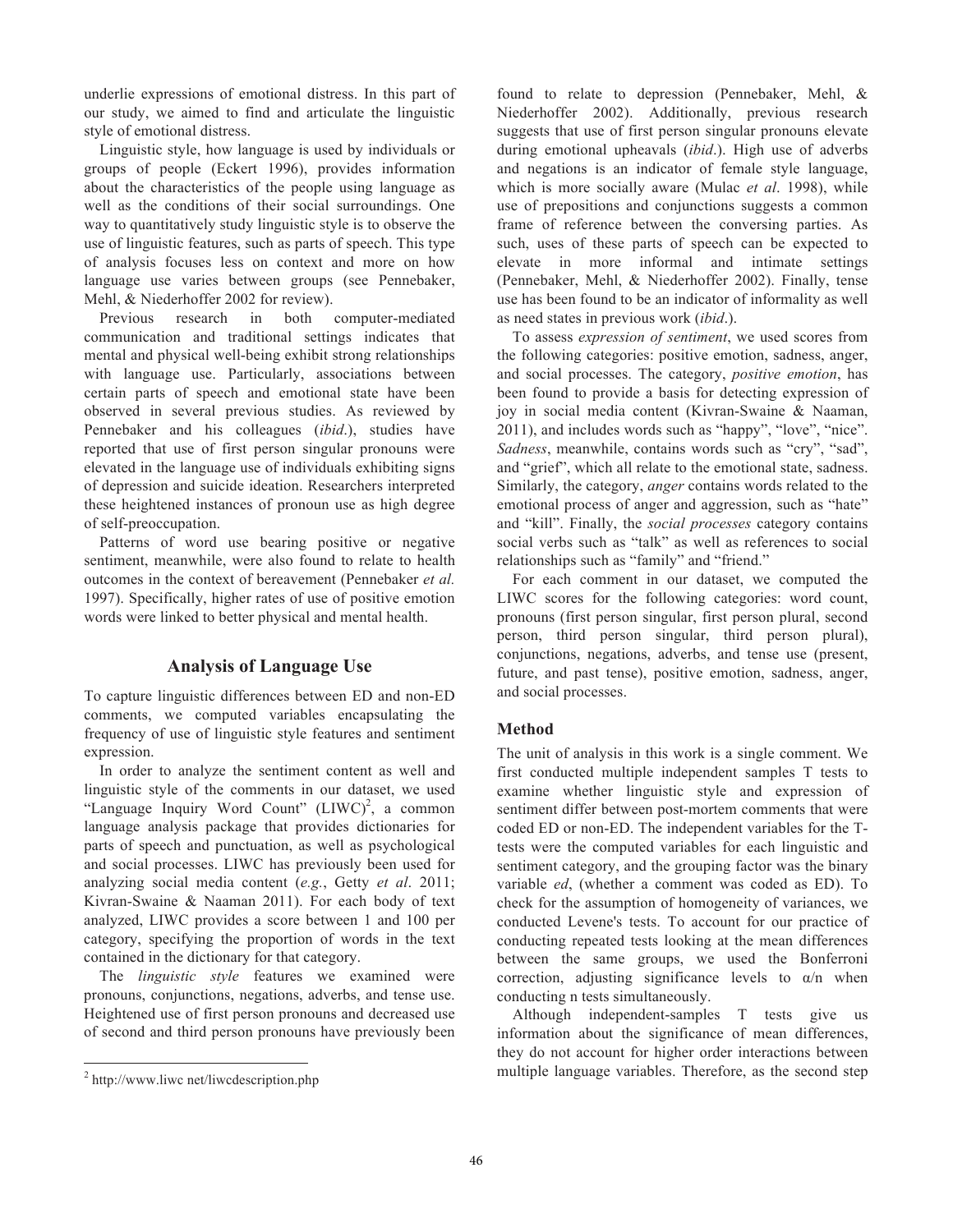underlie expressions of emotional distress. In this part of our study, we aimed to find and articulate the linguistic style of emotional distress.

Linguistic style, how language is used by individuals or groups of people (Eckert 1996), provides information about the characteristics of the people using language as well as the conditions of their social surroundings. One way to quantitatively study linguistic style is to observe the use of linguistic features, such as parts of speech. This type of analysis focuses less on context and more on how language use varies between groups (see Pennebaker, Mehl, & Niederhoffer 2002 for review).

Previous research in both computer-mediated communication and traditional settings indicates that mental and physical well-being exhibit strong relationships with language use. Particularly, associations between certain parts of speech and emotional state have been observed in several previous studies. As reviewed by Pennebaker and his colleagues (*ibid*.), studies have reported that use of first person singular pronouns were elevated in the language use of individuals exhibiting signs of depression and suicide ideation. Researchers interpreted these heightened instances of pronoun use as high degree of self-preoccupation.

Patterns of word use bearing positive or negative sentiment, meanwhile, were also found to relate to health outcomes in the context of bereavement (Pennebaker *et al.* 1997). Specifically, higher rates of use of positive emotion words were linked to better physical and mental health.

## Analysis of Language Use

To capture linguistic differences between ED and non-ED comments, we computed variables encapsulating the frequency of use of linguistic style features and sentiment expression.

In order to analyze the sentiment content as well and linguistic style of the comments in our dataset, we used "Language Inquiry Word Count" (LIWC)[2], a common language analysis package that provides dictionaries for parts of speech and punctuation, as well as psychological and social processes. LIWC has previously been used for analyzing social media content (*e.g.*, Getty *et al*. 2011; Kivran-Swaine & Naaman 2011). For each body of text analyzed, LIWC provides a score between 1 and 100 per category, specifying the proportion of words in the text contained in the dictionary for that category.

The *linguistic style* features we examined were pronouns, conjunctions, negations, adverbs, and tense use. Heightened use of first person pronouns and decreased use of second and third person pronouns have previously been found to relate to depression (Pennebaker, Mehl, & Niederhoffer 2002). Additionally, previous research suggests that use of first person singular pronouns elevate during emotional upheavals (*ibid*.). High use of adverbs and negations is an indicator of female style language, which is more socially aware (Mulac *et al*. 1998), while use of prepositions and conjunctions suggests a common frame of reference between the conversing parties. As such, uses of these parts of speech can be expected to elevate in more informal and intimate settings (Pennebaker, Mehl, & Niederhoffer 2002). Finally, tense use has been found to be an indicator of informality as well as need states in previous work (*ibid*.).

To assess *expression of sentiment*, we used scores from the following categories: positive emotion, sadness, anger, and social processes. The category, *positive emotion*, has been found to provide a basis for detecting expression of joy in social media content (Kivran-Swaine & Naaman, 2011), and includes words such as "happy", "love", "nice". *Sadness*, meanwhile, contains words such as "cry", "sad", and "grief", which all relate to the emotional state, sadness. Similarly, the category, *anger* contains words related to the emotional process of anger and aggression, such as "hate" and "kill". Finally, the *social processes* category contains social verbs such as "talk" as well as references to social relationships such as "family" and "friend."

For each comment in our dataset, we computed the LIWC scores for the following categories: word count, pronouns (first person singular, first person plural, second person, third person singular, third person plural), conjunctions, negations, adverbs, and tense use (present, future, and past tense), positive emotion, sadness, anger, and social processes.

### Method

The unit of analysis in this work is a single comment. We first conducted multiple independent samples T tests to examine whether linguistic style and expression of sentiment differ between post-mortem comments that were coded ED or non-ED. The independent variables for the T-tests were the computed variables for each linguistic and sentiment category, and the grouping factor was the binary variable *ed*, (whether a comment was coded as ED). To check for the assumption of homogeneity of variances, we conducted Levene's tests. To account for our practice of conducting repeated tests looking at the mean differences between the same groups, we used the Bonferroni correction, adjusting significance levels to $\alpha/n$ when conducting n tests simultaneously.

Although independent-samples T tests give us information about the significance of mean differences, they do not account for higher order interactions between multiple language variables. Therefore, as the second step

[2] http://www.liwc net/liwcdescription.php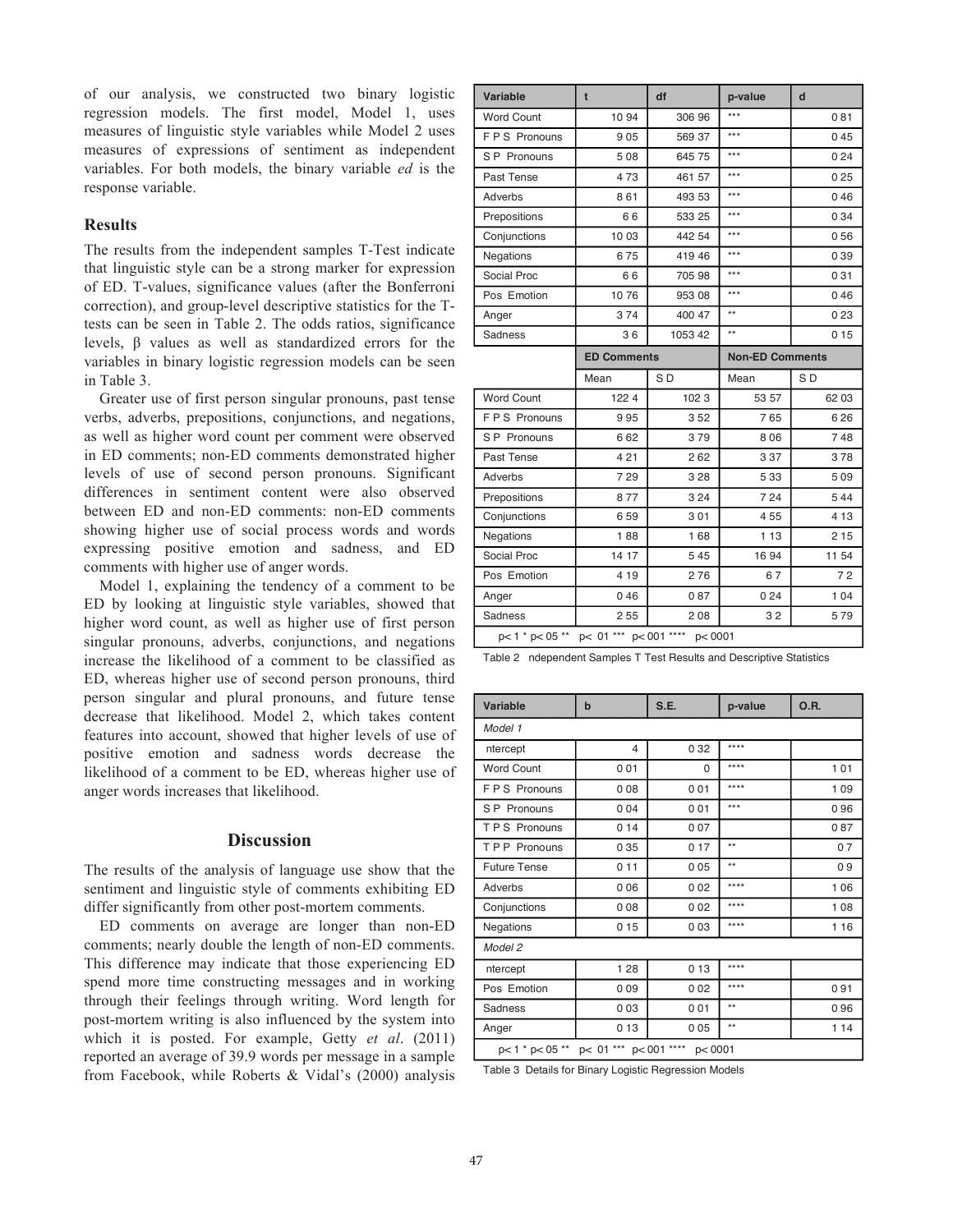of our analysis, we constructed two binary logistic regression models. The first model, Model 1, uses measures of linguistic style variables while Model 2 uses measures of expressions of sentiment as independent variables. For both models, the binary variable *ed* is the response variable.

### Results

The results from the independent samples T-Test indicate that linguistic style can be a strong marker for expression of ED. T-values, significance values (after the Bonferroni correction), and group-level descriptive statistics for the T-tests can be seen in Table 2. The odds ratios, significance levels, β values as well as standardized errors for the variables in binary logistic regression models can be seen in Table 3.

Greater use of first person singular pronouns, past tense verbs, adverbs, prepositions, conjunctions, and negations, as well as higher word count per comment were observed in ED comments; non-ED comments demonstrated higher levels of use of second person pronouns. Significant differences in sentiment content were also observed between ED and non-ED comments: non-ED comments showing higher use of social process words and words expressing positive emotion and sadness, and ED comments with higher use of anger words.

Model 1, explaining the tendency of a comment to be ED by looking at linguistic style variables, showed that higher word count, as well as higher use of first person singular pronouns, adverbs, conjunctions, and negations increase the likelihood of a comment to be classified as ED, whereas higher use of second person pronouns, third person singular and plural pronouns, and future tense decrease that likelihood. Model 2, which takes content features into account, showed that higher levels of use of positive emotion and sadness words decrease the likelihood of a comment to be ED, whereas higher use of anger words increases that likelihood.

## Discussion

The results of the analysis of language use show that the sentiment and linguistic style of comments exhibiting ED differ significantly from other post-mortem comments.

ED comments on average are longer than non-ED comments; nearly double the length of non-ED comments. This difference may indicate that those experiencing ED spend more time constructing messages and in working through their feelings through writing. Word length for post-mortem writing is also influenced by the system into which it is posted. For example, Getty *et al*. (2011) reported an average of 39.9 words per message in a sample from Facebook, while Roberts & Vidal's (2000) analysis

| Variable | t | df | p-value | d |
|---|---|---|---|---|
| Word Count | 10 94 | 306 96 | *** | 0 81 |
| F P S Pronouns | 9 05 | 569 37 | *** | 0 45 |
| S P Pronouns | 5 08 | 645 75 | *** | 0 24 |
| Past Tense | 4 73 | 461 57 | *** | 0 25 |
| Adverbs | 8 61 | 493 53 | *** | 0 46 |
| Prepositions | 6 6 | 533 25 | *** | 0 34 |
| Conjunctions | 10 03 | 442 54 | *** | 0 56 |
| Negations | 6 75 | 419 46 | *** | 0 39 |
| Social Proc | 6 6 | 705 98 | *** | 0 31 |
| Pos Emotion | 10 76 | 953 08 | *** | 0 46 |
| Anger | 3 74 | 400 47 | ** | 0 23 |
| Sadness | 3 6 | 1053 42 | ** | 0 15 |
| | **ED Comments** | | **Non-ED Comments** | |
| | Mean | S D | Mean | S D |
| Word Count | 122 4 | 102 3 | 53 57 | 62 03 |
| F P S Pronouns | 9 95 | 3 52 | 7 65 | 6 26 |
| S P Pronouns | 6 62 | 3 79 | 8 06 | 7 48 |
| Past Tense | 4 21 | 2 62 | 3 37 | 3 78 |
| Adverbs | 7 29 | 3 28 | 5 33 | 5 09 |
| Prepositions | 8 77 | 3 24 | 7 24 | 5 44 |
| Conjunctions | 6 59 | 3 01 | 4 55 | 4 13 |
| Negations | 1 88 | 1 68 | 1 13 | 2 15 |
| Social Proc | 14 17 | 5 45 | 16 94 | 11 54 |
| Pos Emotion | 4 19 | 2 76 | 6 7 | 7 2 |
| Anger | 0 46 | 0 87 | 0 24 | 1 04 |
| Sadness | 2 55 | 2 08 | 3 2 | 5 79 |
| p< 1 * p< 05 ** p< 01 *** p< 001 **** p< 0001 | | | | |

Table 2 ndependent Samples T Test Results and Descriptive Statistics

| Variable | b | S.E. | p-value | O.R. |
|---|---|---|---|---|
| *Model 1* | | | | |
| ntercept | 4 | 0 32 | **** | |
| Word Count | 0 01 | 0 | **** | 1 01 |
| F P S Pronouns | 0 08 | 0 01 | **** | 1 09 |
| S P Pronouns | 0 04 | 0 01 | *** | 0 96 |
| T P S Pronouns | 0 14 | 0 07 | | 0 87 |
| T P P Pronouns | 0 35 | 0 17 | ** | 0 7 |
| Future Tense | 0 11 | 0 05 | ** | 0 9 |
| Adverbs | 0 06 | 0 02 | **** | 1 06 |
| Conjunctions | 0 08 | 0 02 | **** | 1 08 |
| Negations | 0 15 | 0 03 | **** | 1 16 |
| *Model 2* | | | | |
| ntercept | 1 28 | 0 13 | **** | |
| Pos Emotion | 0 09 | 0 02 | **** | 0 91 |
| Sadness | 0 03 | 0 01 | ** | 0 96 |
| Anger | 0 13 | 0 05 | ** | 1 14 |
| p< 1 * p< 05 ** p< 01 *** p< 001 **** p< 0001 | | | | |

Table 3 Details for Binary Logistic Regression Models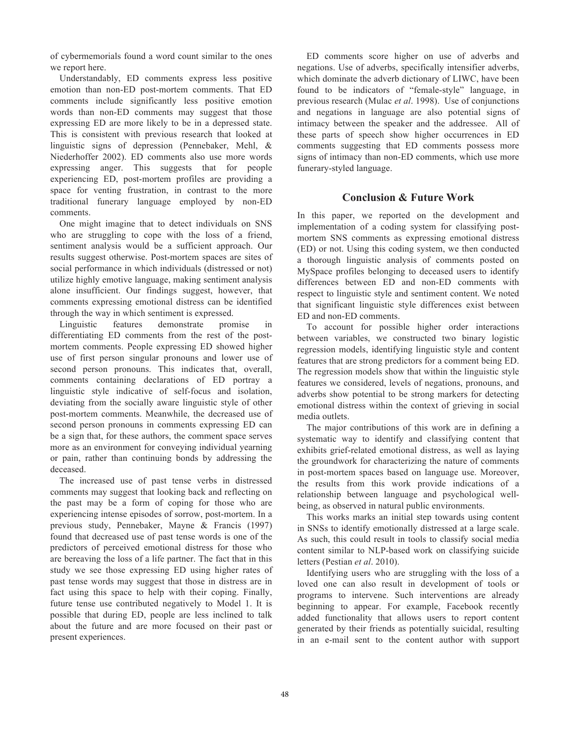of cybermemorials found a word count similar to the ones we report here.

Understandably, ED comments express less positive emotion than non-ED post-mortem comments. That ED comments include significantly less positive emotion words than non-ED comments may suggest that those expressing ED are more likely to be in a depressed state. This is consistent with previous research that looked at linguistic signs of depression (Pennebaker, Mehl, & Niederhoffer 2002). ED comments also use more words expressing anger. This suggests that for people experiencing ED, post-mortem profiles are providing a space for venting frustration, in contrast to the more traditional funerary language employed by non-ED comments.

One might imagine that to detect individuals on SNS who are struggling to cope with the loss of a friend, sentiment analysis would be a sufficient approach. Our results suggest otherwise. Post-mortem spaces are sites of social performance in which individuals (distressed or not) utilize highly emotive language, making sentiment analysis alone insufficient. Our findings suggest, however, that comments expressing emotional distress can be identified through the way in which sentiment is expressed.

Linguistic features demonstrate promise in differentiating ED comments from the rest of the post-mortem comments. People expressing ED showed higher use of first person singular pronouns and lower use of second person pronouns. This indicates that, overall, comments containing declarations of ED portray a linguistic style indicative of self-focus and isolation, deviating from the socially aware linguistic style of other post-mortem comments. Meanwhile, the decreased use of second person pronouns in comments expressing ED can be a sign that, for these authors, the comment space serves more as an environment for conveying individual yearning or pain, rather than continuing bonds by addressing the deceased.

The increased use of past tense verbs in distressed comments may suggest that looking back and reflecting on the past may be a form of coping for those who are experiencing intense episodes of sorrow, post-mortem. In a previous study, Pennebaker, Mayne & Francis (1997) found that decreased use of past tense words is one of the predictors of perceived emotional distress for those who are bereaving the loss of a life partner. The fact that in this study we see those expressing ED using higher rates of past tense words may suggest that those in distress are in fact using this space to help with their coping. Finally, future tense use contributed negatively to Model 1. It is possible that during ED, people are less inclined to talk about the future and are more focused on their past or present experiences.

ED comments score higher on use of adverbs and negations. Use of adverbs, specifically intensifier adverbs, which dominate the adverb dictionary of LIWC, have been found to be indicators of "female-style" language, in previous research (Mulac *et al*. 1998). Use of conjunctions and negations in language are also potential signs of intimacy between the speaker and the addressee. All of these parts of speech show higher occurrences in ED comments suggesting that ED comments possess more signs of intimacy than non-ED comments, which use more funerary-styled language.

## Conclusion & Future Work

In this paper, we reported on the development and implementation of a coding system for classifying post-mortem SNS comments as expressing emotional distress (ED) or not. Using this coding system, we then conducted a thorough linguistic analysis of comments posted on MySpace profiles belonging to deceased users to identify differences between ED and non-ED comments with respect to linguistic style and sentiment content. We noted that significant linguistic style differences exist between ED and non-ED comments.

To account for possible higher order interactions between variables, we constructed two binary logistic regression models, identifying linguistic style and content features that are strong predictors for a comment being ED. The regression models show that within the linguistic style features we considered, levels of negations, pronouns, and adverbs show potential to be strong markers for detecting emotional distress within the context of grieving in social media outlets.

The major contributions of this work are in defining a systematic way to identify and classifying content that exhibits grief-related emotional distress, as well as laying the groundwork for characterizing the nature of comments in post-mortem spaces based on language use. Moreover, the results from this work provide indications of a relationship between language and psychological well-being, as observed in natural public environments.

This works marks an initial step towards using content in SNSs to identify emotionally distressed at a large scale. As such, this could result in tools to classify social media content similar to NLP-based work on classifying suicide letters (Pestian *et al*. 2010).

Identifying users who are struggling with the loss of a loved one can also result in development of tools or programs to intervene. Such interventions are already beginning to appear. For example, Facebook recently added functionality that allows users to report content generated by their friends as potentially suicidal, resulting in an e-mail sent to the content author with support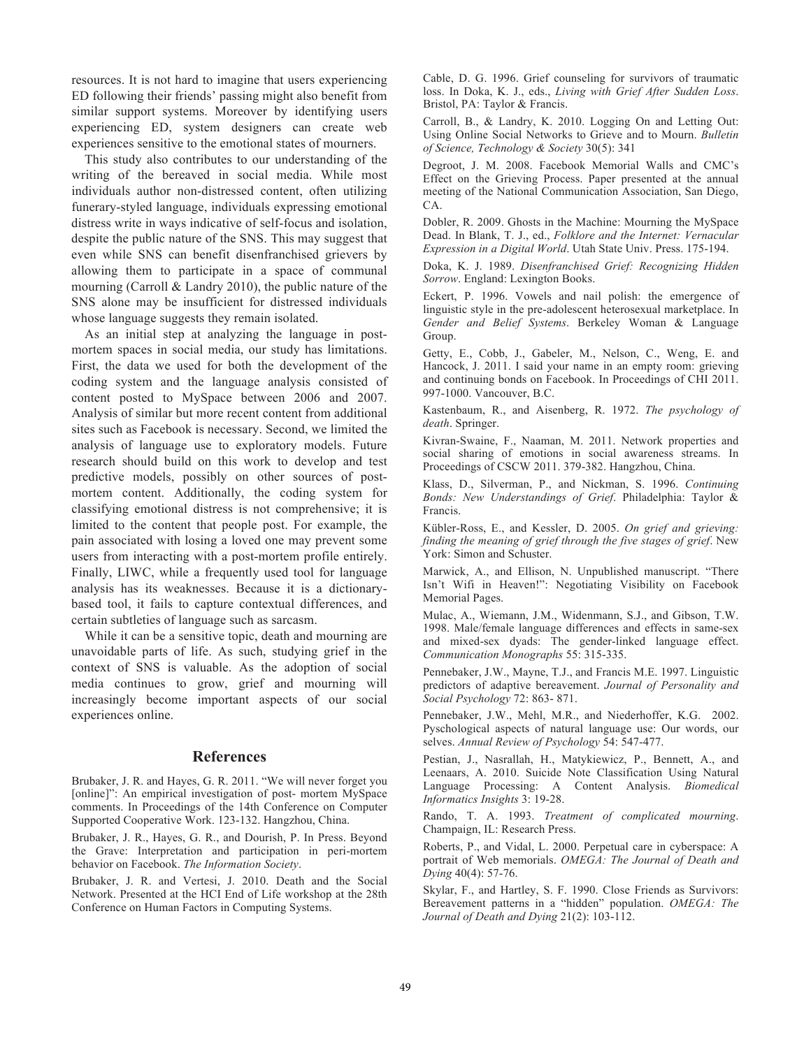resources. It is not hard to imagine that users experiencing ED following their friends' passing might also benefit from similar support systems. Moreover by identifying users experiencing ED, system designers can create web experiences sensitive to the emotional states of mourners.

This study also contributes to our understanding of the writing of the bereaved in social media. While most individuals author non-distressed content, often utilizing funerary-styled language, individuals expressing emotional distress write in ways indicative of self-focus and isolation, despite the public nature of the SNS. This may suggest that even while SNS can benefit disenfranchised grievers by allowing them to participate in a space of communal mourning (Carroll & Landry 2010), the public nature of the SNS alone may be insufficient for distressed individuals whose language suggests they remain isolated.

As an initial step at analyzing the language in post-mortem spaces in social media, our study has limitations. First, the data we used for both the development of the coding system and the language analysis consisted of content posted to MySpace between 2006 and 2007. Analysis of similar but more recent content from additional sites such as Facebook is necessary. Second, we limited the analysis of language use to exploratory models. Future research should build on this work to develop and test predictive models, possibly on other sources of post-mortem content. Additionally, the coding system for classifying emotional distress is not comprehensive; it is limited to the content that people post. For example, the pain associated with losing a loved one may prevent some users from interacting with a post-mortem profile entirely. Finally, LIWC, while a frequently used tool for language analysis has its weaknesses. Because it is a dictionary-based tool, it fails to capture contextual differences, and certain subtleties of language such as sarcasm.

While it can be a sensitive topic, death and mourning are unavoidable parts of life. As such, studying grief in the context of SNS is valuable. As the adoption of social media continues to grow, grief and mourning will increasingly become important aspects of our social experiences online.

## References

Brubaker, J. R. and Hayes, G. R. 2011. "We will never forget you [online]": An empirical investigation of post- mortem MySpace comments. In Proceedings of the 14th Conference on Computer Supported Cooperative Work. 123-132. Hangzhou, China.

Brubaker, J. R., Hayes, G. R., and Dourish, P. In Press. Beyond the Grave: Interpretation and participation in peri-mortem behavior on Facebook. *The Information Society*.

Brubaker, J. R. and Vertesi, J. 2010. Death and the Social Network. Presented at the HCI End of Life workshop at the 28th Conference on Human Factors in Computing Systems.

Cable, D. G. 1996. Grief counseling for survivors of traumatic loss. In Doka, K. J., eds., *Living with Grief After Sudden Loss*. Bristol, PA: Taylor & Francis.

Carroll, B., & Landry, K. 2010. Logging On and Letting Out: Using Online Social Networks to Grieve and to Mourn. *Bulletin of Science, Technology & Society* 30(5): 341

Degroot, J. M. 2008. Facebook Memorial Walls and CMC's Effect on the Grieving Process. Paper presented at the annual meeting of the National Communication Association, San Diego, CA.

Dobler, R. 2009. Ghosts in the Machine: Mourning the MySpace Dead. In Blank, T. J., ed., *Folklore and the Internet: Vernacular Expression in a Digital World*. Utah State Univ. Press. 175-194.

Doka, K. J. 1989. *Disenfranchised Grief: Recognizing Hidden Sorrow*. England: Lexington Books.

Eckert, P. 1996. Vowels and nail polish: the emergence of linguistic style in the pre-adolescent heterosexual marketplace. In *Gender and Belief Systems*. Berkeley Woman & Language Group.

Getty, E., Cobb, J., Gabeler, M., Nelson, C., Weng, E. and Hancock, J. 2011. I said your name in an empty room: grieving and continuing bonds on Facebook. In Proceedings of CHI 2011. 997-1000. Vancouver, B.C.

Kastenbaum, R., and Aisenberg, R. 1972. *The psychology of death*. Springer.

Kivran-Swaine, F., Naaman, M. 2011. Network properties and social sharing of emotions in social awareness streams. In Proceedings of CSCW 2011. 379-382. Hangzhou, China.

Klass, D., Silverman, P., and Nickman, S. 1996. *Continuing Bonds: New Understandings of Grief*. Philadelphia: Taylor & Francis.

Kübler-Ross, E., and Kessler, D. 2005. *On grief and grieving: finding the meaning of grief through the five stages of grief*. New York: Simon and Schuster.

Marwick, A., and Ellison, N. Unpublished manuscript. "There Isn't Wifi in Heaven!": Negotiating Visibility on Facebook Memorial Pages.

Mulac, A., Wiemann, J.M., Widenmann, S.J., and Gibson, T.W. 1998. Male/female language differences and effects in same-sex and mixed-sex dyads: The gender-linked language effect. *Communication Monographs* 55: 315-335.

Pennebaker, J.W., Mayne, T.J., and Francis M.E. 1997. Linguistic predictors of adaptive bereavement. *Journal of Personality and Social Psychology* 72: 863- 871.

Pennebaker, J.W., Mehl, M.R., and Niederhoffer, K.G. 2002. Pyschological aspects of natural language use: Our words, our selves. *Annual Review of Psychology* 54: 547-477.

Pestian, J., Nasrallah, H., Matykiewicz, P., Bennett, A., and Leenaars, A. 2010. Suicide Note Classification Using Natural Language Processing: A Content Analysis. *Biomedical Informatics Insights* 3: 19-28.

Rando, T. A. 1993. *Treatment of complicated mourning*. Champaign, IL: Research Press.

Roberts, P., and Vidal, L. 2000. Perpetual care in cyberspace: A portrait of Web memorials. *OMEGA: The Journal of Death and Dying* 40(4): 57-76.

Skylar, F., and Hartley, S. F. 1990. Close Friends as Survivors: Bereavement patterns in a "hidden" population. *OMEGA: The Journal of Death and Dying* 21(2): 103-112.